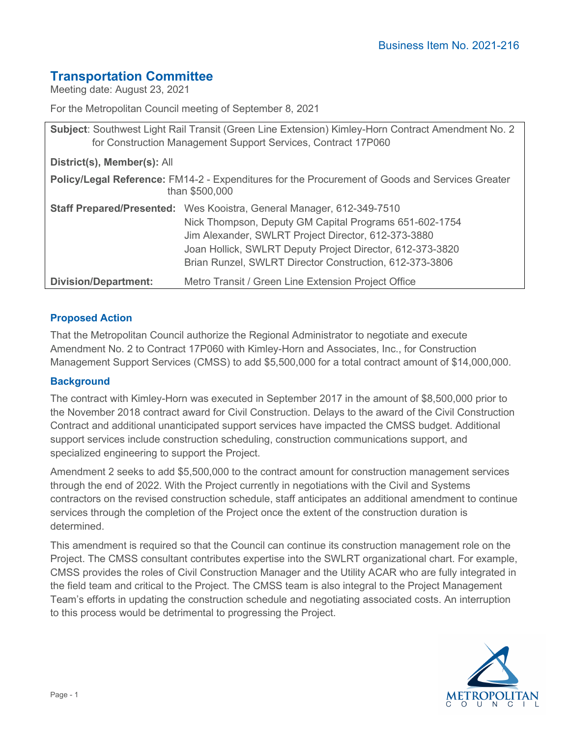Business Item No. 2021-216

# Transportation Committee

Meeting date: August 23, 2021

For the Metropolitan Council meeting of September 8, 2021

**Subject**: Southwest Light Rail Transit (Green Line Extension) Kimley-Horn Contract Amendment No. 2 for Construction Management Support Services, Contract 17P060

**District(s), Member(s):** All

**Policy/Legal Reference:** FM14-2 - Expenditures for the Procurement of Goods and Services Greater than $500,000

**Staff Prepared/Presented:** Wes Kooistra, General Manager, 612-349-7510
Nick Thompson, Deputy GM Capital Programs 651-602-1754
Jim Alexander, SWLRT Project Director, 612-373-3880
Joan Hollick, SWLRT Deputy Project Director, 612-373-3820
Brian Runzel, SWLRT Director Construction, 612-373-3806

**Division/Department:** Metro Transit / Green Line Extension Project Office

## Proposed Action

That the Metropolitan Council authorize the Regional Administrator to negotiate and execute Amendment No. 2 to Contract 17P060 with Kimley-Horn and Associates, Inc., for Construction Management Support Services (CMSS) to add $5,500,000 for a total contract amount of $14,000,000.

## Background

The contract with Kimley-Horn was executed in September 2017 in the amount of $8,500,000 prior to the November 2018 contract award for Civil Construction. Delays to the award of the Civil Construction Contract and additional unanticipated support services have impacted the CMSS budget. Additional support services include construction scheduling, construction communications support, and specialized engineering to support the Project.

Amendment 2 seeks to add $5,500,000 to the contract amount for construction management services through the end of 2022. With the Project currently in negotiations with the Civil and Systems contractors on the revised construction schedule, staff anticipates an additional amendment to continue services through the completion of the Project once the extent of the construction duration is determined.

This amendment is required so that the Council can continue its construction management role on the Project. The CMSS consultant contributes expertise into the SWLRT organizational chart. For example, CMSS provides the roles of Civil Construction Manager and the Utility ACAR who are fully integrated in the field team and critical to the Project. The CMSS team is also integral to the Project Management Team's efforts in updating the construction schedule and negotiating associated costs. An interruption to this process would be detrimental to progressing the Project.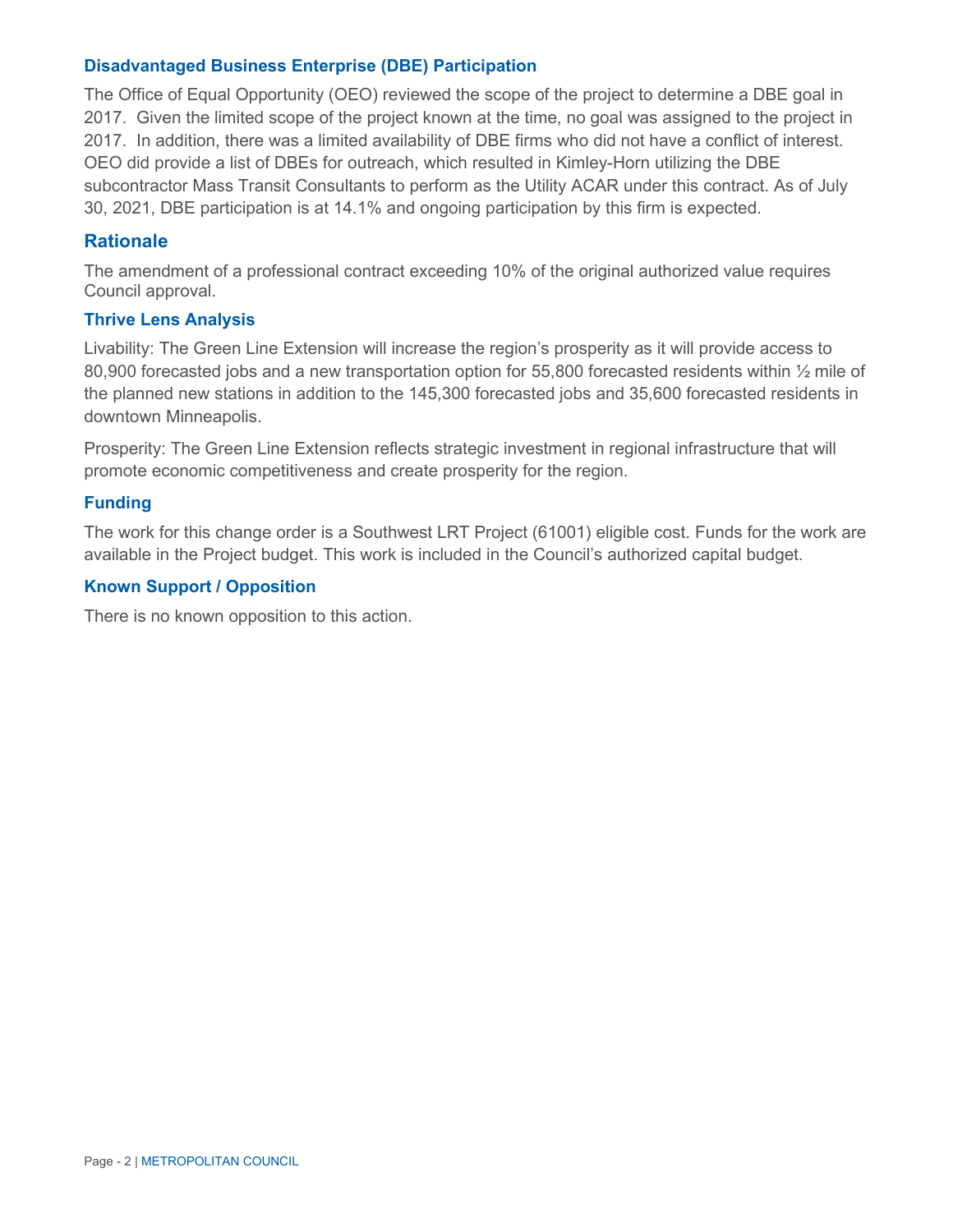### Disadvantaged Business Enterprise (DBE) Participation

The Office of Equal Opportunity (OEO) reviewed the scope of the project to determine a DBE goal in 2017. Given the limited scope of the project known at the time, no goal was assigned to the project in 2017. In addition, there was a limited availability of DBE firms who did not have a conflict of interest. OEO did provide a list of DBEs for outreach, which resulted in Kimley-Horn utilizing the DBE subcontractor Mass Transit Consultants to perform as the Utility ACAR under this contract. As of July 30, 2021, DBE participation is at 14.1% and ongoing participation by this firm is expected.

## Rationale

The amendment of a professional contract exceeding 10% of the original authorized value requires Council approval.

### Thrive Lens Analysis

Livability: The Green Line Extension will increase the region's prosperity as it will provide access to 80,900 forecasted jobs and a new transportation option for 55,800 forecasted residents within ½ mile of the planned new stations in addition to the 145,300 forecasted jobs and 35,600 forecasted residents in downtown Minneapolis.

Prosperity: The Green Line Extension reflects strategic investment in regional infrastructure that will promote economic competitiveness and create prosperity for the region.

### Funding

The work for this change order is a Southwest LRT Project (61001) eligible cost. Funds for the work are available in the Project budget. This work is included in the Council's authorized capital budget.

### Known Support / Opposition

There is no known opposition to this action.